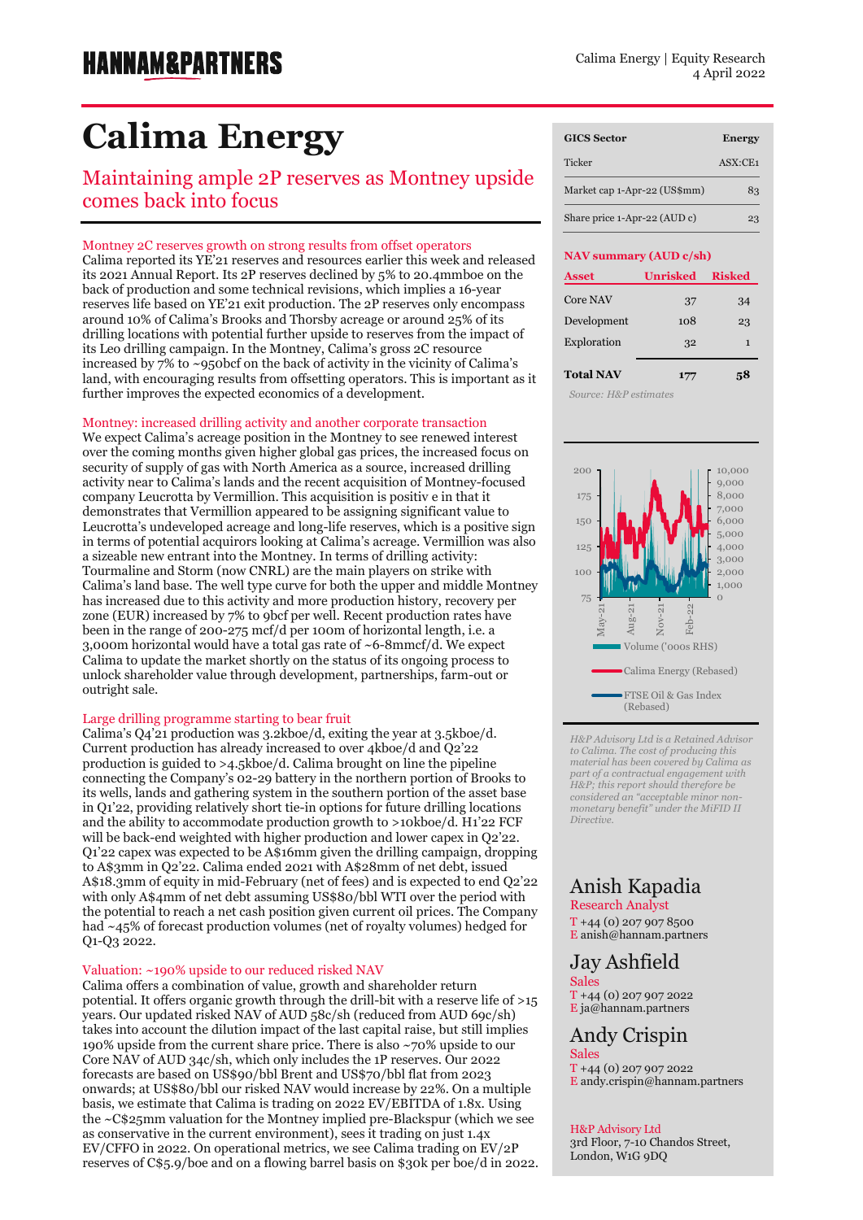# Calima Energy

## Maintaining ample 2P reserves as Montney upside comes back into focus

| GICS Sector | Energy |
|---|---|
| Ticker | ASX:CE1 |
| Market cap 1-Apr-22 (US$mm) | 83 |
| Share price 1-Apr-22 (AUD c) | 23 |

**NAV summary (AUD c/sh)**

| Asset | Unrisked | Risked |
|---|---|---|
| Core NAV | 37 | 34 |
| Development | 108 | 23 |
| Exploration | 32 | 1 |
| **Total NAV** | **177** | **58** |

*Source: H&P estimates*

Volume ('000s RHS)
Calima Energy (Rebased)
FTSE Oil & Gas Index (Rebased)

*H&P Advisory Ltd is a Retained Advisor to Calima. The cost of producing this material has been covered by Calima as part of a contractual engagement with H&P; this report should therefore be considered an "acceptable minor non-monetary benefit" under the MiFID II Directive.*

### Montney 2C reserves growth on strong results from offset operators

Calima reported its YE'21 reserves and resources earlier this week and released its 2021 Annual Report. Its 2P reserves declined by 5% to 20.4mmboe on the back of production and some technical revisions, which implies a 16-year reserves life based on YE'21 exit production. The 2P reserves only encompass around 10% of Calima's Brooks and Thorsby acreage or around 25% of its drilling locations with potential further upside to reserves from the impact of its Leo drilling campaign. In the Montney, Calima's gross 2C resource increased by 7% to ~950bcf on the back of activity in the vicinity of Calima's land, with encouraging results from offsetting operators. This is important as it further improves the expected economics of a development.

### Montney: increased drilling activity and another corporate transaction

We expect Calima's acreage position in the Montney to see renewed interest over the coming months given higher global gas prices, the increased focus on security of supply of gas with North America as a source, increased drilling activity near to Calima's lands and the recent acquisition of Montney-focused company Leucrotta by Vermillion. This acquisition is positiv e in that it demonstrates that Vermillion appeared to be assigning significant value to Leucrotta's undeveloped acreage and long-life reserves, which is a positive sign in terms of potential acquirors looking at Calima's acreage. Vermillion was also a sizeable new entrant into the Montney. In terms of drilling activity: Tourmaline and Storm (now CNRL) are the main players on strike with Calima's land base. The well type curve for both the upper and middle Montney has increased due to this activity and more production history, recovery per zone (EUR) increased by 7% to 9bcf per well. Recent production rates have been in the range of 200-275 mcf/d per 100m of horizontal length, i.e. a 3,000m horizontal would have a total gas rate of ~6-8mmcf/d. We expect Calima to update the market shortly on the status of its ongoing process to unlock shareholder value through development, partnerships, farm-out or outright sale.

### Large drilling programme starting to bear fruit

Calima's Q4'21 production was 3.2kboe/d, exiting the year at 3.5kboe/d. Current production has already increased to over 4kboe/d and Q2'22 production is guided to >4.5kboe/d. Calima brought on line the pipeline connecting the Company's 02-29 battery in the northern portion of Brooks to its wells, lands and gathering system in the southern portion of the asset base in Q1'22, providing relatively short tie-in options for future drilling locations and the ability to accommodate production growth to >10kboe/d. H1'22 FCF will be back-end weighted with higher production and lower capex in Q2'22. Q1'22 capex was expected to be A$16mm given the drilling campaign, dropping to A$3mm in Q2'22. Calima ended 2021 with A$28mm of net debt, issued A$18.3mm of equity in mid-February (net of fees) and is expected to end Q2'22 with only A$4mm of net debt assuming US$80/bbl WTI over the period with the potential to reach a net cash position given current oil prices. The Company had ~45% of forecast production volumes (net of royalty volumes) hedged for Q1-Q3 2022.

### Valuation: ~190% upside to our reduced risked NAV

Calima offers a combination of value, growth and shareholder return potential. It offers organic growth through the drill-bit with a reserve life of >15 years. Our updated risked NAV of AUD 58c/sh (reduced from AUD 69c/sh) takes into account the dilution impact of the last capital raise, but still implies 190% upside from the current share price. There is also ~70% upside to our Core NAV of AUD 34c/sh, which only includes the 1P reserves. Our 2022 forecasts are based on US$90/bbl Brent and US$70/bbl flat from 2023 onwards; at US$80/bbl our risked NAV would increase by 22%. On a multiple basis, we estimate that Calima is trading on 2022 EV/EBITDA of 1.8x. Using the ~C$25mm valuation for the Montney implied pre-Blackspur (which we see as conservative in the current environment), sees it trading on just 1.4x EV/CFFO in 2022. On operational metrics, we see Calima trading on EV/2P reserves of C$5.9/boe and on a flowing barrel basis on $30k per boe/d in 2022.

**Anish Kapadia**
Research Analyst
T +44 (0) 207 907 8500
E anish@hannam.partners

**Jay Ashfield**
Sales
T +44 (0) 207 907 2022
E ja@hannam.partners

**Andy Crispin**
Sales
T +44 (0) 207 907 2022
E andy.crispin@hannam.partners

H&P Advisory Ltd
3rd Floor, 7-10 Chandos Street,
London, W1G 9DQ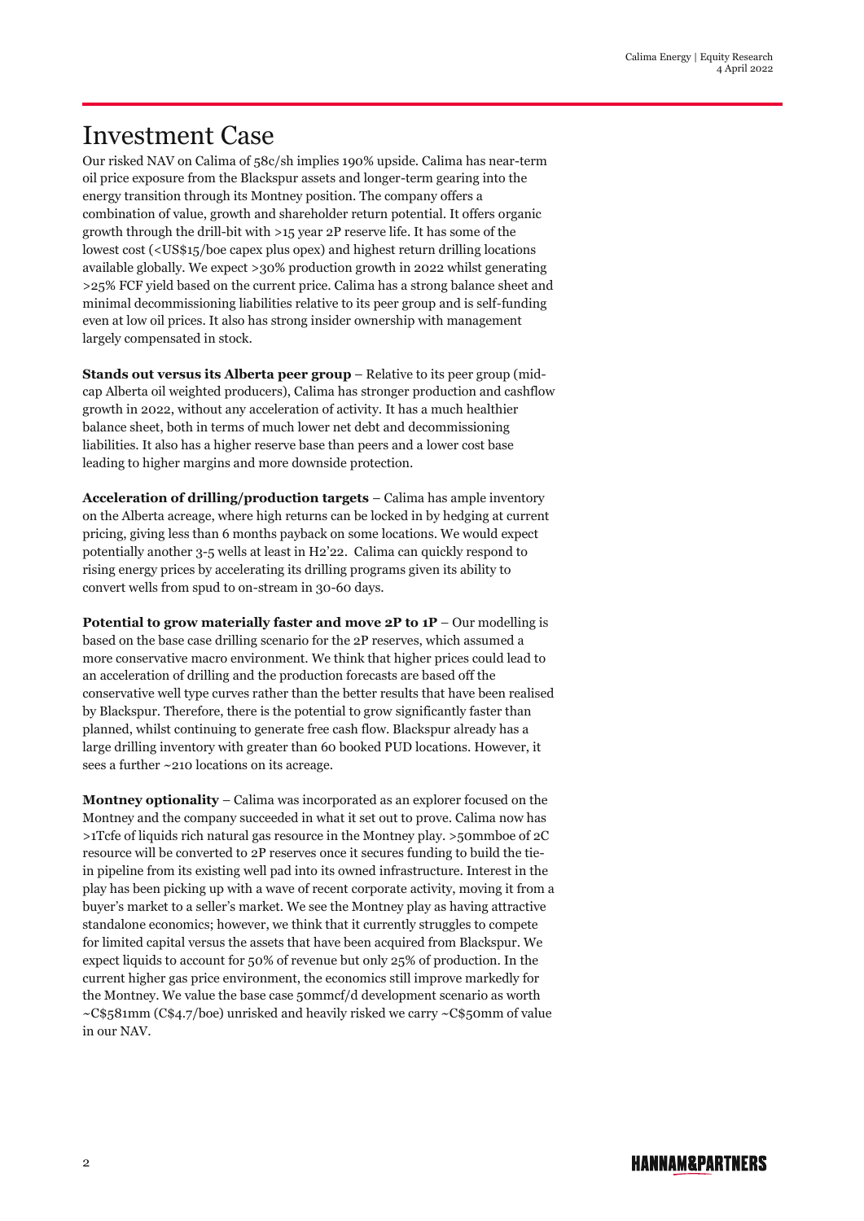# Investment Case

Our risked NAV on Calima of 58c/sh implies 190% upside. Calima has near-term oil price exposure from the Blackspur assets and longer-term gearing into the energy transition through its Montney position. The company offers a combination of value, growth and shareholder return potential. It offers organic growth through the drill-bit with >15 year 2P reserve life. It has some of the lowest cost (<US$15/boe capex plus opex) and highest return drilling locations available globally. We expect >30% production growth in 2022 whilst generating >25% FCF yield based on the current price. Calima has a strong balance sheet and minimal decommissioning liabilities relative to its peer group and is self-funding even at low oil prices. It also has strong insider ownership with management largely compensated in stock.

**Stands out versus its Alberta peer group** – Relative to its peer group (mid-cap Alberta oil weighted producers), Calima has stronger production and cashflow growth in 2022, without any acceleration of activity. It has a much healthier balance sheet, both in terms of much lower net debt and decommissioning liabilities. It also has a higher reserve base than peers and a lower cost base leading to higher margins and more downside protection.

**Acceleration of drilling/production targets** – Calima has ample inventory on the Alberta acreage, where high returns can be locked in by hedging at current pricing, giving less than 6 months payback on some locations. We would expect potentially another 3-5 wells at least in H2'22. Calima can quickly respond to rising energy prices by accelerating its drilling programs given its ability to convert wells from spud to on-stream in 30-60 days.

**Potential to grow materially faster and move 2P to 1P** – Our modelling is based on the base case drilling scenario for the 2P reserves, which assumed a more conservative macro environment. We think that higher prices could lead to an acceleration of drilling and the production forecasts are based off the conservative well type curves rather than the better results that have been realised by Blackspur. Therefore, there is the potential to grow significantly faster than planned, whilst continuing to generate free cash flow. Blackspur already has a large drilling inventory with greater than 60 booked PUD locations. However, it sees a further ~210 locations on its acreage.

**Montney optionality** – Calima was incorporated as an explorer focused on the Montney and the company succeeded in what it set out to prove. Calima now has >1Tcfe of liquids rich natural gas resource in the Montney play. >50mmboe of 2C resource will be converted to 2P reserves once it secures funding to build the tie-in pipeline from its existing well pad into its owned infrastructure. Interest in the play has been picking up with a wave of recent corporate activity, moving it from a buyer's market to a seller's market. We see the Montney play as having attractive standalone economics; however, we think that it currently struggles to compete for limited capital versus the assets that have been acquired from Blackspur. We expect liquids to account for 50% of revenue but only 25% of production. In the current higher gas price environment, the economics still improve markedly for the Montney. We value the base case 50mmcf/d development scenario as worth ~C$581mm (C$4.7/boe) unrisked and heavily risked we carry ~C$50mm of value in our NAV.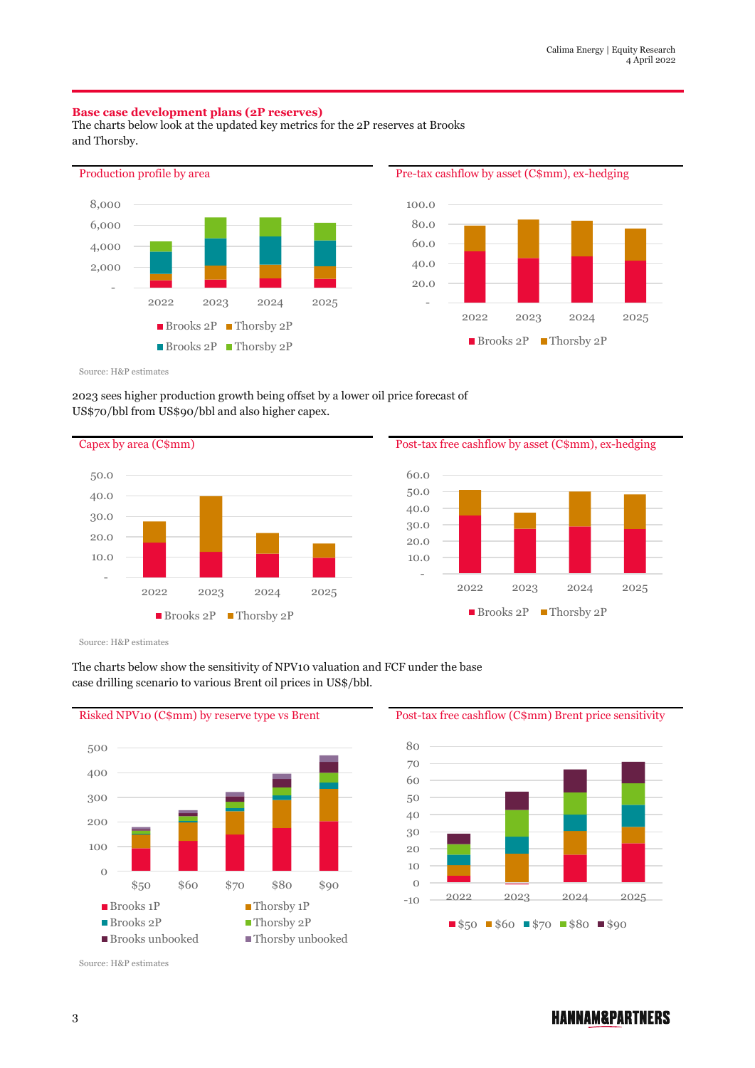## Base case development plans (2P reserves)

The charts below look at the updated key metrics for the 2P reserves at Brooks and Thorsby.

**Production profile by area**

**Pre-tax cashflow by asset (C$mm), ex-hedging**

Source: H&P estimates

2023 sees higher production growth being offset by a lower oil price forecast of US$70/bbl from US$90/bbl and also higher capex.

**Capex by area (C$mm)**

**Post-tax free cashflow by asset (C$mm), ex-hedging**

Source: H&P estimates

The charts below show the sensitivity of NPV10 valuation and FCF under the base case drilling scenario to various Brent oil prices in US$/bbl.

**Risked NPV10 (C$mm) by reserve type vs Brent**

**Post-tax free cashflow (C$mm) Brent price sensitivity**

Source: H&P estimates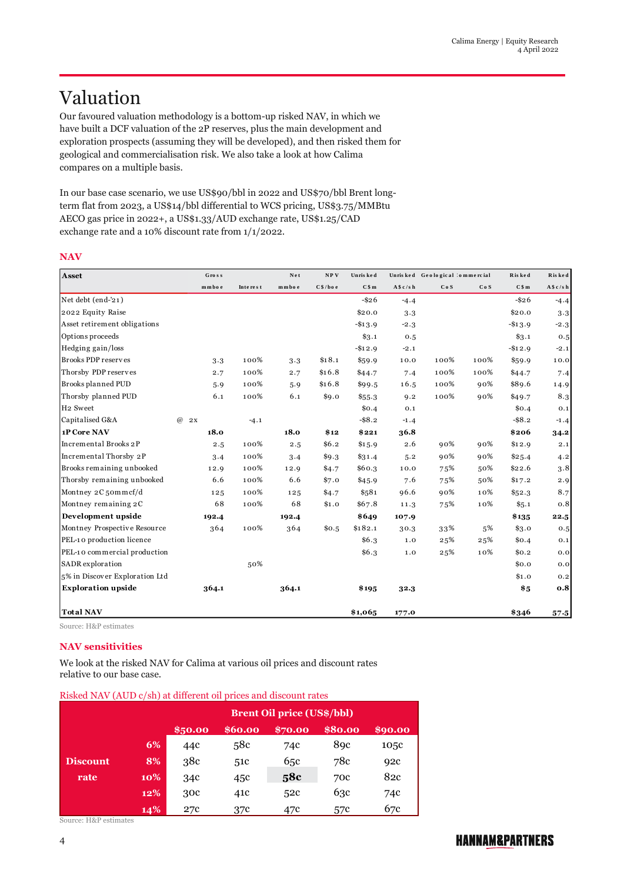# Valuation

Our favoured valuation methodology is a bottom-up risked NAV, in which we have built a DCF valuation of the 2P reserves, plus the main development and exploration prospects (assuming they will be developed), and then risked them for geological and commercialisation risk. We also take a look at how Calima compares on a multiple basis.

In our base case scenario, we use US$90/bbl in 2022 and US$70/bbl Brent long-term flat from 2023, a US$14/bbl differential to WCS pricing, US$3.75/MMBtu AECO gas price in 2022+, a US$1.33/AUD exchange rate, US$1.25/CAD exchange rate and a 10% discount rate from 1/1/2022.

## NAV

| Asset | | Gross mmboe | Interest | Net mmboe | NPV C$/boe | Unrisked C$m | Unrisked A$c/sh | Geological CoS | Commercial CoS | Risked C$m | Risked A$c/sh |
|---|---|---|---|---|---|---|---|---|---|---|---|
| Net debt (end-'21) | | | | | | -$26 | -4.4 | | | -$26 | -4.4 |
| 2022 Equity Raise | | | | | | $20.0 | 3.3 | | | $20.0 | 3.3 |
| Asset retirement obligations | | | | | | -$13.9 | -2.3 | | | -$13.9 | -2.3 |
| Options proceeds | | | | | | $3.1 | 0.5 | | | $3.1 | 0.5 |
| Hedging gain/loss | | | | | | -$12.9 | -2.1 | | | -$12.9 | -2.1 |
| Brooks PDP reserves | | 3.3 | 100% | 3.3 | $18.1 | $59.9 | 10.0 | 100% | 100% | $59.9 | 10.0 |
| Thorsby PDP reserves | | 2.7 | 100% | 2.7 | $16.8 | $44.7 | 7.4 | 100% | 100% | $44.7 | 7.4 |
| Brooks planned PUD | | 5.9 | 100% | 5.9 | $16.8 | $99.5 | 16.5 | 100% | 90% | $89.6 | 14.9 |
| Thorsby planned PUD | | 6.1 | 100% | 6.1 | $9.0 | $55.3 | 9.2 | 100% | 90% | $49.7 | 8.3 |
| H2 Sweet | | | | | | $0.4 | 0.1 | | | $0.4 | 0.1 |
| Capitalised G&A | @ 2x | | -4.1 | | | -$8.2 | -1.4 | | | -$8.2 | -1.4 |
| **1P Core NAV** | | **18.0** | | **18.0** | **$12** | **$221** | **36.8** | | | **$206** | **34.2** |
| Incremental Brooks 2P | | 2.5 | 100% | 2.5 | $6.2 | $15.9 | 2.6 | 90% | 90% | $12.9 | 2.1 |
| Incremental Thorsby 2P | | 3.4 | 100% | 3.4 | $9.3 | $31.4 | 5.2 | 90% | 90% | $25.4 | 4.2 |
| Brooks remaining unbooked | | 12.9 | 100% | 12.9 | $4.7 | $60.3 | 10.0 | 75% | 50% | $22.6 | 3.8 |
| Thorsby remaining unbooked | | 6.6 | 100% | 6.6 | $7.0 | $45.9 | 7.6 | 75% | 50% | $17.2 | 2.9 |
| Montney 2C 50mmcf/d | | 125 | 100% | 125 | $4.7 | $581 | 96.6 | 90% | 10% | $52.3 | 8.7 |
| Montney remaining 2C | | 68 | 100% | 68 | $1.0 | $67.8 | 11.3 | 75% | 10% | $5.1 | 0.8 |
| **Development upside** | | **192.4** | | **192.4** | | **$649** | **107.9** | | | **$135** | **22.5** |
| Montney Prospective Resource | | 364 | 100% | 364 | $0.5 | $182.1 | 30.3 | 33% | 5% | $3.0 | 0.5 |
| PEL-10 production licence | | | | | | $6.3 | 1.0 | 25% | 25% | $0.4 | 0.1 |
| PEL-10 commercial production | | | | | | $6.3 | 1.0 | 25% | 10% | $0.2 | 0.0 |
| SADR exploration | | | 50% | | | | | | | $0.0 | 0.0 |
| 5% in Discover Exploration Ltd | | | | | | | | | | $1.0 | 0.2 |
| **Exploration upside** | | **364.1** | | **364.1** | | **$195** | **32.3** | | | **$5** | **0.8** |
| **Total NAV** | | | | | | **$1,065** | **177.0** | | | **$346** | **57.5** |

Source: H&P estimates

## NAV sensitivities

We look at the risked NAV for Calima at various oil prices and discount rates relative to our base case.

Risked NAV (AUD c/sh) at different oil prices and discount rates

| | | Brent Oil price (US$/bbl) | | | | |
|---|---|---|---|---|---|---|
| | | $50.00 | $60.00 | $70.00 | $80.00 | $90.00 |
| Discount rate | 6% | 44c | 58c | 74c | 89c | 105c |
| | 8% | 38c | 51c | 65c | 78c | 92c |
| | 10% | 34c | 45c | **58c** | 70c | 82c |
| | 12% | 30c | 41c | 52c | 63c | 74c |
| | 14% | 27c | 37c | 47c | 57c | 67c |

Source: H&P estimates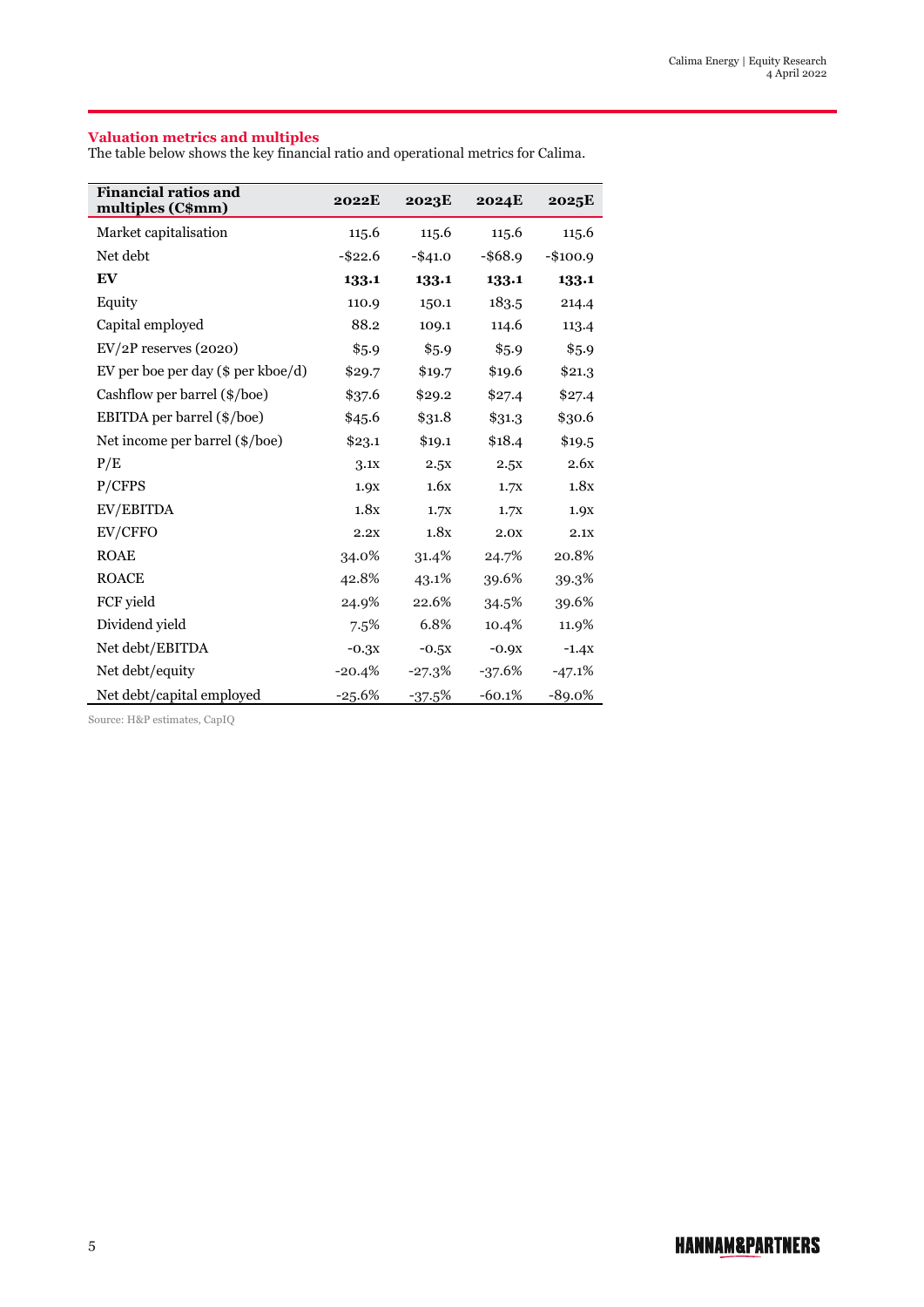### Valuation metrics and multiples

The table below shows the key financial ratio and operational metrics for Calima.

| Financial ratios and multiples (C$mm) | 2022E | 2023E | 2024E | 2025E |
|---|---|---|---|---|
| Market capitalisation | 115.6 | 115.6 | 115.6 | 115.6 |
| Net debt | -$22.6 | -$41.0 | -$68.9 | -$100.9 |
| **EV** | **133.1** | **133.1** | **133.1** | **133.1** |
| Equity | 110.9 | 150.1 | 183.5 | 214.4 |
| Capital employed | 88.2 | 109.1 | 114.6 | 113.4 |
| EV/2P reserves (2020) | $5.9 | $5.9 | $5.9 | $5.9 |
| EV per boe per day ($ per kboe/d) | $29.7 | $19.7 | $19.6 | $21.3 |
| Cashflow per barrel ($/boe) | $37.6 | $29.2 | $27.4 | $27.4 |
| EBITDA per barrel ($/boe) | $45.6 | $31.8 | $31.3 | $30.6 |
| Net income per barrel ($/boe) | $23.1 | $19.1 | $18.4 | $19.5 |
| P/E | 3.1x | 2.5x | 2.5x | 2.6x |
| P/CFPS | 1.9x | 1.6x | 1.7x | 1.8x |
| EV/EBITDA | 1.8x | 1.7x | 1.7x | 1.9x |
| EV/CFFO | 2.2x | 1.8x | 2.0x | 2.1x |
| ROAE | 34.0% | 31.4% | 24.7% | 20.8% |
| ROACE | 42.8% | 43.1% | 39.6% | 39.3% |
| FCF yield | 24.9% | 22.6% | 34.5% | 39.6% |
| Dividend yield | 7.5% | 6.8% | 10.4% | 11.9% |
| Net debt/EBITDA | -0.3x | -0.5x | -0.9x | -1.4x |
| Net debt/equity | -20.4% | -27.3% | -37.6% | -47.1% |
| Net debt/capital employed | -25.6% | -37.5% | -60.1% | -89.0% |

Source: H&P estimates, CapIQ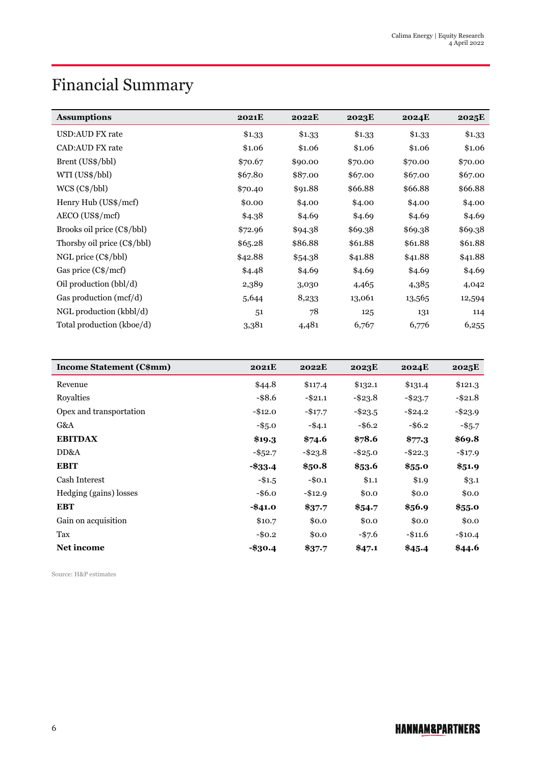# Financial Summary

| **Assumptions** | **2021E** | **2022E** | **2023E** | **2024E** | **2025E** |
|---|---|---|---|---|---|
| USD:AUD FX rate | $1.33 | $1.33 | $1.33 | $1.33 | $1.33 |
| CAD:AUD FX rate | $1.06 | $1.06 | $1.06 | $1.06 | $1.06 |
| Brent (US$/bbl) | $70.67 | $90.00 | $70.00 | $70.00 | $70.00 |
| WTI (US$/bbl) | $67.80 | $87.00 | $67.00 | $67.00 | $67.00 |
| WCS (C$/bbl) | $70.40 | $91.88 | $66.88 | $66.88 | $66.88 |
| Henry Hub (US$/mcf) | $0.00 | $4.00 | $4.00 | $4.00 | $4.00 |
| AECO (US$/mcf) | $4.38 | $4.69 | $4.69 | $4.69 | $4.69 |
| Brooks oil price (C$/bbl) | $72.96 | $94.38 | $69.38 | $69.38 | $69.38 |
| Thorsby oil price (C$/bbl) | $65.28 | $86.88 | $61.88 | $61.88 | $61.88 |
| NGL price (C$/bbl) | $42.88 | $54.38 | $41.88 | $41.88 | $41.88 |
| Gas price (C$/mcf) | $4.48 | $4.69 | $4.69 | $4.69 | $4.69 |
| Oil production (bbl/d) | 2,389 | 3,030 | 4,465 | 4,385 | 4,042 |
| Gas production (mcf/d) | 5,644 | 8,233 | 13,061 | 13,565 | 12,594 |
| NGL production (kbbl/d) | 51 | 78 | 125 | 131 | 114 |
| Total production (kboe/d) | 3,381 | 4,481 | 6,767 | 6,776 | 6,255 |

| **Income Statement (C$mm)** | **2021E** | **2022E** | **2023E** | **2024E** | **2025E** |
|---|---|---|---|---|---|
| Revenue | $44.8 | $117.4 | $132.1 | $131.4 | $121.3 |
| Royalties | -$8.6 | -$21.1 | -$23.8 | -$23.7 | -$21.8 |
| Opex and transportation | -$12.0 | -$17.7 | -$23.5 | -$24.2 | -$23.9 |
| G&A | -$5.0 | -$4.1 | -$6.2 | -$6.2 | -$5.7 |
| **EBITDAX** | **$19.3** | **$74.6** | **$78.6** | **$77.3** | **$69.8** |
| DD&A | -$52.7 | -$23.8 | -$25.0 | -$22.3 | -$17.9 |
| **EBIT** | **-$33.4** | **$50.8** | **$53.6** | **$55.0** | **$51.9** |
| Cash Interest | -$1.5 | -$0.1 | $1.1 | $1.9 | $3.1 |
| Hedging (gains) losses | -$6.0 | -$12.9 | $0.0 | $0.0 | $0.0 |
| **EBT** | **-$41.0** | **$37.7** | **$54.7** | **$56.9** | **$55.0** |
| Gain on acquisition | $10.7 | $0.0 | $0.0 | $0.0 | $0.0 |
| Tax | -$0.2 | $0.0 | -$7.6 | -$11.6 | -$10.4 |
| **Net income** | **-$30.4** | **$37.7** | **$47.1** | **$45.4** | **$44.6** |

Source: H&P estimates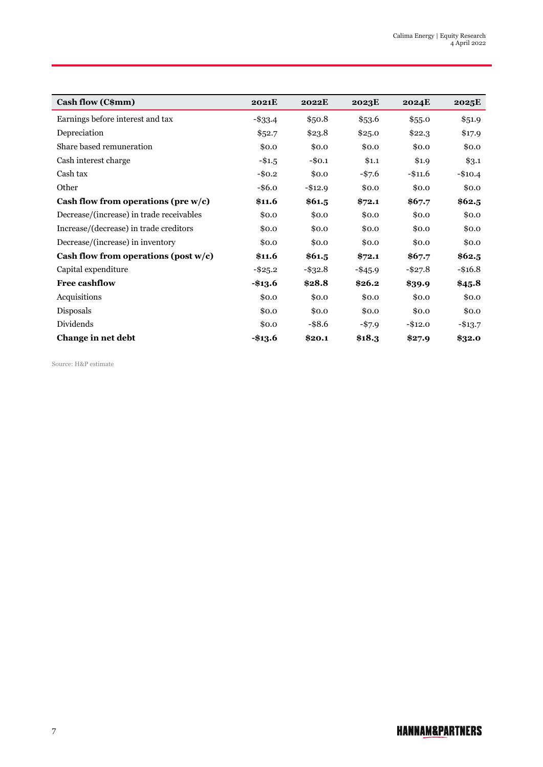| **Cash flow (C$mm)** | **2021E** | **2022E** | **2023E** | **2024E** | **2025E** |
|---|---|---|---|---|---|
| Earnings before interest and tax | -$33.4 | $50.8 | $53.6 | $55.0 | $51.9 |
| Depreciation | $52.7 | $23.8 | $25.0 | $22.3 | $17.9 |
| Share based remuneration | $0.0 | $0.0 | $0.0 | $0.0 | $0.0 |
| Cash interest charge | -$1.5 | -$0.1 | $1.1 | $1.9 | $3.1 |
| Cash tax | -$0.2 | $0.0 | -$7.6 | -$11.6 | -$10.4 |
| Other | -$6.0 | -$12.9 | $0.0 | $0.0 | $0.0 |
| **Cash flow from operations (pre w/c)** | **$11.6** | **$61.5** | **$72.1** | **$67.7** | **$62.5** |
| Decrease/(increase) in trade receivables | $0.0 | $0.0 | $0.0 | $0.0 | $0.0 |
| Increase/(decrease) in trade creditors | $0.0 | $0.0 | $0.0 | $0.0 | $0.0 |
| Decrease/(increase) in inventory | $0.0 | $0.0 | $0.0 | $0.0 | $0.0 |
| **Cash flow from operations (post w/c)** | **$11.6** | **$61.5** | **$72.1** | **$67.7** | **$62.5** |
| Capital expenditure | -$25.2 | -$32.8 | -$45.9 | -$27.8 | -$16.8 |
| **Free cashflow** | **-$13.6** | **$28.8** | **$26.2** | **$39.9** | **$45.8** |
| Acquisitions | $0.0 | $0.0 | $0.0 | $0.0 | $0.0 |
| Disposals | $0.0 | $0.0 | $0.0 | $0.0 | $0.0 |
| Dividends | $0.0 | -$8.6 | -$7.9 | -$12.0 | -$13.7 |
| **Change in net debt** | **-$13.6** | **$20.1** | **$18.3** | **$27.9** | **$32.0** |

Source: H&P estimate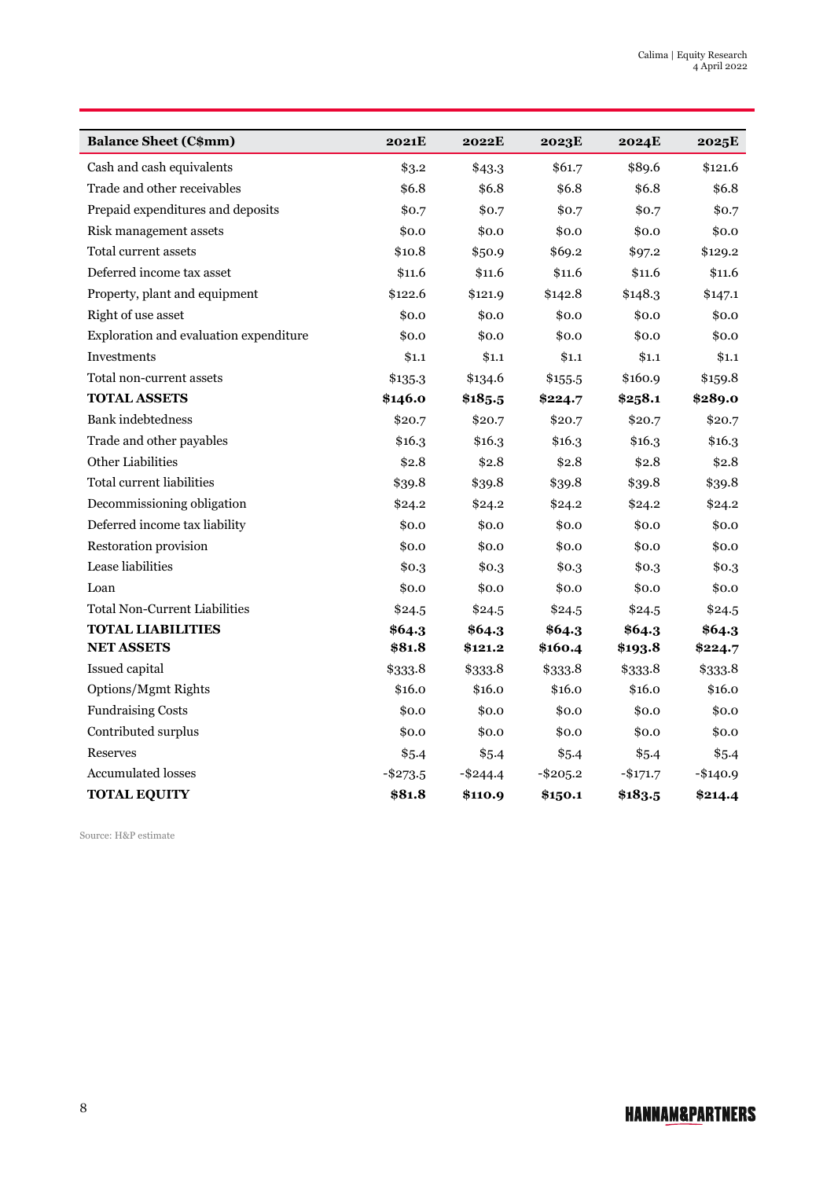| Balance Sheet (C$mm) | 2021E | 2022E | 2023E | 2024E | 2025E |
|---|---|---|---|---|---|
| Cash and cash equivalents | $3.2 | $43.3 | $61.7 | $89.6 | $121.6 |
| Trade and other receivables | $6.8 | $6.8 | $6.8 | $6.8 | $6.8 |
| Prepaid expenditures and deposits | $0.7 | $0.7 | $0.7 | $0.7 | $0.7 |
| Risk management assets | $0.0 | $0.0 | $0.0 | $0.0 | $0.0 |
| Total current assets | $10.8 | $50.9 | $69.2 | $97.2 | $129.2 |
| Deferred income tax asset | $11.6 | $11.6 | $11.6 | $11.6 | $11.6 |
| Property, plant and equipment | $122.6 | $121.9 | $142.8 | $148.3 | $147.1 |
| Right of use asset | $0.0 | $0.0 | $0.0 | $0.0 | $0.0 |
| Exploration and evaluation expenditure | $0.0 | $0.0 | $0.0 | $0.0 | $0.0 |
| Investments | $1.1 | $1.1 | $1.1 | $1.1 | $1.1 |
| Total non-current assets | $135.3 | $134.6 | $155.5 | $160.9 | $159.8 |
| **TOTAL ASSETS** | **$146.0** | **$185.5** | **$224.7** | **$258.1** | **$289.0** |
| Bank indebtedness | $20.7 | $20.7 | $20.7 | $20.7 | $20.7 |
| Trade and other payables | $16.3 | $16.3 | $16.3 | $16.3 | $16.3 |
| Other Liabilities | $2.8 | $2.8 | $2.8 | $2.8 | $2.8 |
| Total current liabilities | $39.8 | $39.8 | $39.8 | $39.8 | $39.8 |
| Decommissioning obligation | $24.2 | $24.2 | $24.2 | $24.2 | $24.2 |
| Deferred income tax liability | $0.0 | $0.0 | $0.0 | $0.0 | $0.0 |
| Restoration provision | $0.0 | $0.0 | $0.0 | $0.0 | $0.0 |
| Lease liabilities | $0.3 | $0.3 | $0.3 | $0.3 | $0.3 |
| Loan | $0.0 | $0.0 | $0.0 | $0.0 | $0.0 |
| Total Non-Current Liabilities | $24.5 | $24.5 | $24.5 | $24.5 | $24.5 |
| **TOTAL LIABILITIES** | **$64.3** | **$64.3** | **$64.3** | **$64.3** | **$64.3** |
| **NET ASSETS** | **$81.8** | **$121.2** | **$160.4** | **$193.8** | **$224.7** |
| Issued capital | $333.8 | $333.8 | $333.8 | $333.8 | $333.8 |
| Options/Mgmt Rights | $16.0 | $16.0 | $16.0 | $16.0 | $16.0 |
| Fundraising Costs | $0.0 | $0.0 | $0.0 | $0.0 | $0.0 |
| Contributed surplus | $0.0 | $0.0 | $0.0 | $0.0 | $0.0 |
| Reserves | $5.4 | $5.4 | $5.4 | $5.4 | $5.4 |
| Accumulated losses | -$273.5 | -$244.4 | -$205.2 | -$171.7 | -$140.9 |
| **TOTAL EQUITY** | **$81.8** | **$110.9** | **$150.1** | **$183.5** | **$214.4** |

Source: H&P estimate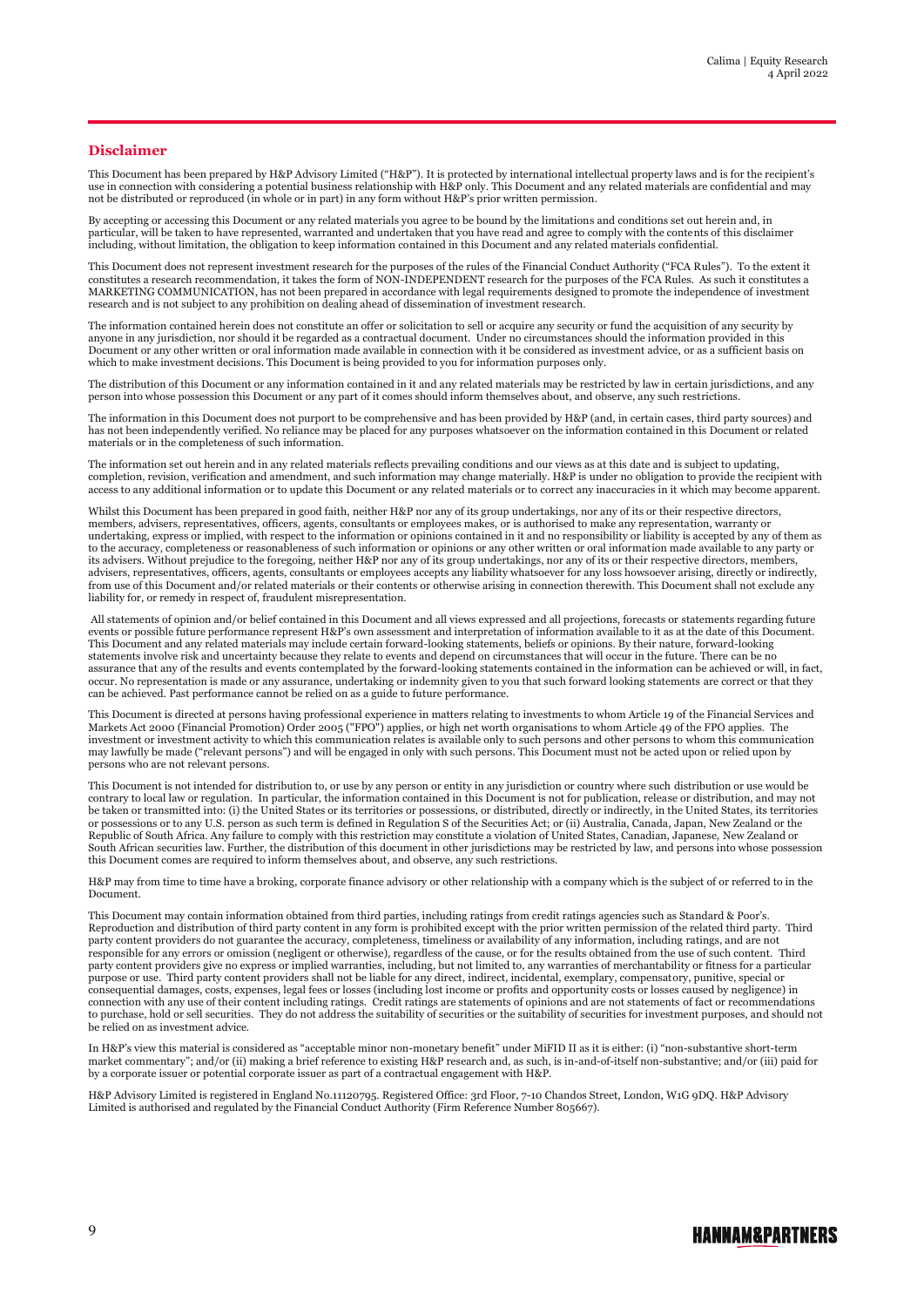## Disclaimer

This Document has been prepared by H&P Advisory Limited ("H&P"). It is protected by international intellectual property laws and is for the recipient's use in connection with considering a potential business relationship with H&P only. This Document and any related materials are confidential and may not be distributed or reproduced (in whole or in part) in any form without H&P's prior written permission.

By accepting or accessing this Document or any related materials you agree to be bound by the limitations and conditions set out herein and, in particular, will be taken to have represented, warranted and undertaken that you have read and agree to comply with the contents of this disclaimer including, without limitation, the obligation to keep information contained in this Document and any related materials confidential.

This Document does not represent investment research for the purposes of the rules of the Financial Conduct Authority ("FCA Rules"). To the extent it constitutes a research recommendation, it takes the form of NON-INDEPENDENT research for the purposes of the FCA Rules. As such it constitutes a MARKETING COMMUNICATION, has not been prepared in accordance with legal requirements designed to promote the independence of investment research and is not subject to any prohibition on dealing ahead of dissemination of investment research.

The information contained herein does not constitute an offer or solicitation to sell or acquire any security or fund the acquisition of any security by anyone in any jurisdiction, nor should it be regarded as a contractual document. Under no circumstances should the information provided in this Document or any other written or oral information made available in connection with it be considered as investment advice, or as a sufficient basis on which to make investment decisions. This Document is being provided to you for information purposes only.

The distribution of this Document or any information contained in it and any related materials may be restricted by law in certain jurisdictions, and any person into whose possession this Document or any part of it comes should inform themselves about, and observe, any such restrictions.

The information in this Document does not purport to be comprehensive and has been provided by H&P (and, in certain cases, third party sources) and has not been independently verified. No reliance may be placed for any purposes whatsoever on the information contained in this Document or related materials or in the completeness of such information.

The information set out herein and in any related materials reflects prevailing conditions and our views as at this date and is subject to updating, completion, revision, verification and amendment, and such information may change materially. H&P is under no obligation to provide the recipient with access to any additional information or to update this Document or any related materials or to correct any inaccuracies in it which may become apparent.

Whilst this Document has been prepared in good faith, neither H&P nor any of its group undertakings, nor any of its or their respective directors, members, advisers, representatives, officers, agents, consultants or employees makes, or is authorised to make any representation, warranty or undertaking, express or implied, with respect to the information or opinions contained in it and no responsibility or liability is accepted by any of them as to the accuracy, completeness or reasonableness of such information or opinions or any other written or oral information made available to any party or its advisers. Without prejudice to the foregoing, neither H&P nor any of its group undertakings, nor any of its or their respective directors, members, advisers, representatives, officers, agents, consultants or employees accepts any liability whatsoever for any loss howsoever arising, directly or indirectly, from use of this Document and/or related materials or their contents or otherwise arising in connection therewith. This Document shall not exclude any liability for, or remedy in respect of, fraudulent misrepresentation.

All statements of opinion and/or belief contained in this Document and all views expressed and all projections, forecasts or statements regarding future events or possible future performance represent H&P's own assessment and interpretation of information available to it as at the date of this Document. This Document and any related materials may include certain forward-looking statements, beliefs or opinions. By their nature, forward-looking statements involve risk and uncertainty because they relate to events and depend on circumstances that will occur in the future. There can be no assurance that any of the results and events contemplated by the forward-looking statements contained in the information can be achieved or will, in fact, occur. No representation is made or any assurance, undertaking or indemnity given to you that such forward looking statements are correct or that they can be achieved. Past performance cannot be relied on as a guide to future performance.

This Document is directed at persons having professional experience in matters relating to investments to whom Article 19 of the Financial Services and Markets Act 2000 (Financial Promotion) Order 2005 ("FPO") applies, or high net worth organisations to whom Article 49 of the FPO applies. The investment or investment activity to which this communication relates is available only to such persons and other persons to whom this communication may lawfully be made ("relevant persons") and will be engaged in only with such persons. This Document must not be acted upon or relied upon by persons who are not relevant persons.

This Document is not intended for distribution to, or use by any person or entity in any jurisdiction or country where such distribution or use would be contrary to local law or regulation. In particular, the information contained in this Document is not for publication, release or distribution, and may not be taken or transmitted into: (i) the United States or its territories or possessions, or distributed, directly or indirectly, in the United States, its territories or possessions or to any U.S. person as such term is defined in Regulation S of the Securities Act; or (ii) Australia, Canada, Japan, New Zealand or the Republic of South Africa. Any failure to comply with this restriction may constitute a violation of United States, Canadian, Japanese, New Zealand or South African securities law. Further, the distribution of this document in other jurisdictions may be restricted by law, and persons into whose possession this Document comes are required to inform themselves about, and observe, any such restrictions.

H&P may from time to time have a broking, corporate finance advisory or other relationship with a company which is the subject of or referred to in the Document.

This Document may contain information obtained from third parties, including ratings from credit ratings agencies such as Standard & Poor's. Reproduction and distribution of third party content in any form is prohibited except with the prior written permission of the related third party. Third party content providers do not guarantee the accuracy, completeness, timeliness or availability of any information, including ratings, and are not responsible for any errors or omission (negligent or otherwise), regardless of the cause, or for the results obtained from the use of such content. Third party content providers give no express or implied warranties, including, but not limited to, any warranties of merchantability or fitness for a particular purpose or use. Third party content providers shall not be liable for any direct, indirect, incidental, exemplary, compensatory, punitive, special or consequential damages, costs, expenses, legal fees or losses (including lost income or profits and opportunity costs or losses caused by negligence) in connection with any use of their content including ratings. Credit ratings are statements of opinions and are not statements of fact or recommendations to purchase, hold or sell securities. They do not address the suitability of securities or the suitability of securities for investment purposes, and should not be relied on as investment advice.

In H&P's view this material is considered as "acceptable minor non-monetary benefit" under MiFID II as it is either: (i) "non-substantive short-term market commentary"; and/or (ii) making a brief reference to existing H&P research and, as such, is in-and-of-itself non-substantive; and/or (iii) paid for by a corporate issuer or potential corporate issuer as part of a contractual engagement with H&P.

H&P Advisory Limited is registered in England No.11120795. Registered Office: 3rd Floor, 7-10 Chandos Street, London, W1G 9DQ. H&P Advisory Limited is authorised and regulated by the Financial Conduct Authority (Firm Reference Number 805667).